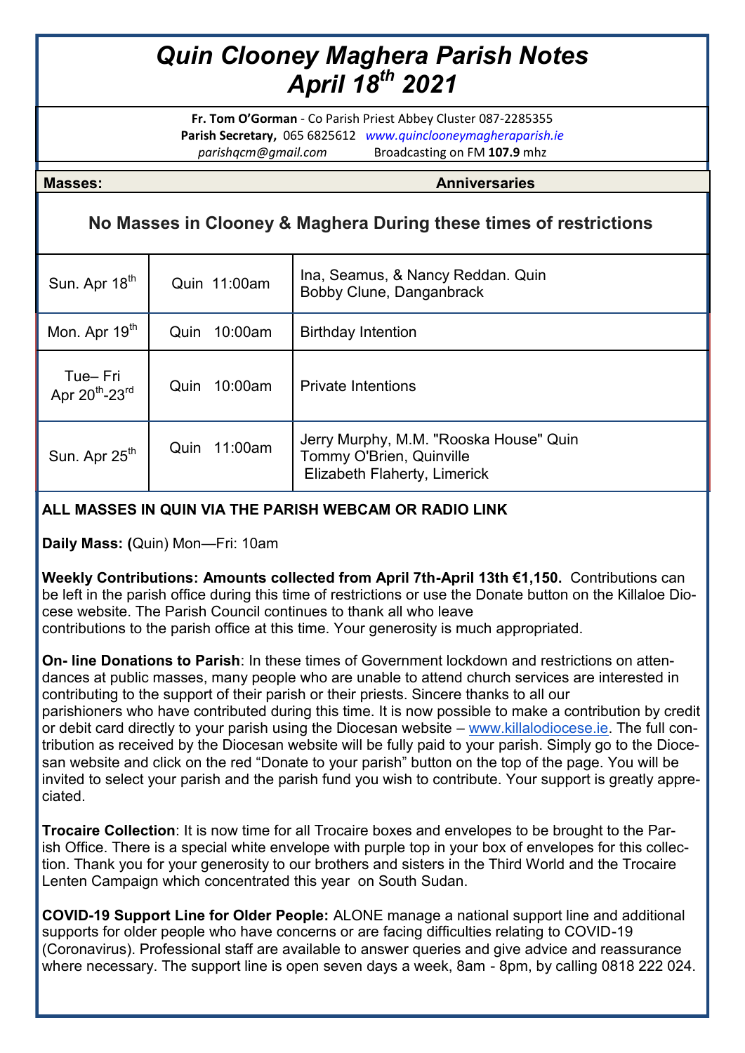# *Quin Clooney Maghera Parish Notes*
# *April 18th 2021*

**Fr. Tom O'Gorman** - Co Parish Priest Abbey Cluster 087-2285355
**Parish Secretary,** 065 6825612 *www.quinclooneymagheraparish.ie*
*parishqcm@gmail.com* Broadcasting on FM **107.9** mhz

| **Masses:** | | **Anniversaries** |
|---|---|---|
| **No Masses in Clooney & Maghera During these times of restrictions** | | |
| Sun. Apr 18th | Quin 11:00am | Ina, Seamus, & Nancy Reddan. Quin<br>Bobby Clune, Danganbrack |
| Mon. Apr 19th | Quin 10:00am | Birthday Intention |
| Tue– Fri Apr 20th-23rd | Quin 10:00am | Private Intentions |
| Sun. Apr 25th | Quin 11:00am | Jerry Murphy, M.M. "Rooska House" Quin<br>Tommy O'Brien, Quinville<br>Elizabeth Flaherty, Limerick |

**ALL MASSES IN QUIN VIA THE PARISH WEBCAM OR RADIO LINK**

**Daily Mass: (**Quin) Mon—Fri: 10am

**Weekly Contributions: Amounts collected from April 7th-April 13th €1,150.** Contributions can be left in the parish office during this time of restrictions or use the Donate button on the Killaloe Diocese website. The Parish Council continues to thank all who leave contributions to the parish office at this time. Your generosity is much appropriated.

**On- line Donations to Parish**: In these times of Government lockdown and restrictions on attendances at public masses, many people who are unable to attend church services are interested in contributing to the support of their parish or their priests. Sincere thanks to all our parishioners who have contributed during this time. It is now possible to make a contribution by credit or debit card directly to your parish using the Diocesan website – www.killalodiocese.ie. The full contribution as received by the Diocesan website will be fully paid to your parish. Simply go to the Diocesan website and click on the red "Donate to your parish" button on the top of the page. You will be invited to select your parish and the parish fund you wish to contribute. Your support is greatly appreciated.

**Trocaire Collection**: It is now time for all Trocaire boxes and envelopes to be brought to the Parish Office. There is a special white envelope with purple top in your box of envelopes for this collection. Thank you for your generosity to our brothers and sisters in the Third World and the Trocaire Lenten Campaign which concentrated this year on South Sudan.

**COVID-19 Support Line for Older People:** ALONE manage a national support line and additional supports for older people who have concerns or are facing difficulties relating to COVID-19 (Coronavirus). Professional staff are available to answer queries and give advice and reassurance where necessary. The support line is open seven days a week, 8am - 8pm, by calling 0818 222 024.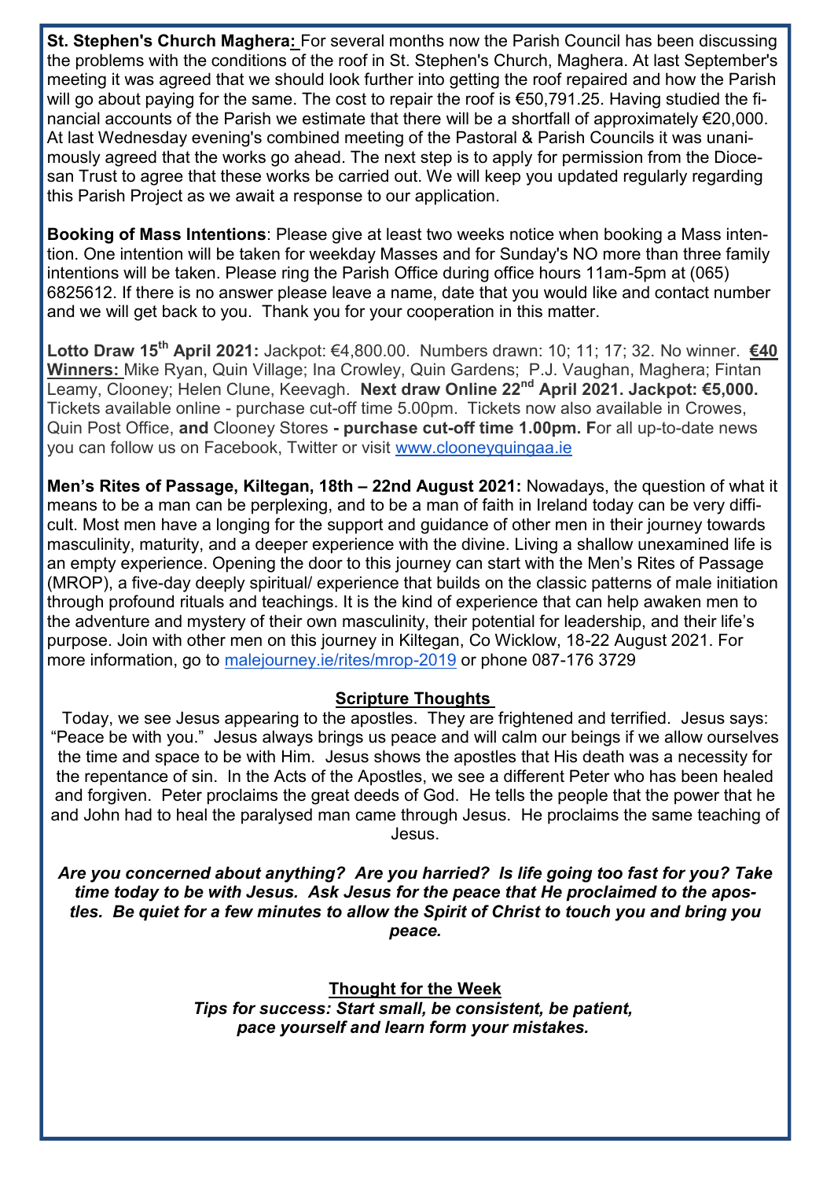**St. Stephen's Church Maghera:** For several months now the Parish Council has been discussing the problems with the conditions of the roof in St. Stephen's Church, Maghera. At last September's meeting it was agreed that we should look further into getting the roof repaired and how the Parish will go about paying for the same. The cost to repair the roof is €50,791.25. Having studied the financial accounts of the Parish we estimate that there will be a shortfall of approximately €20,000. At last Wednesday evening's combined meeting of the Pastoral & Parish Councils it was unanimously agreed that the works go ahead. The next step is to apply for permission from the Diocesan Trust to agree that these works be carried out. We will keep you updated regularly regarding this Parish Project as we await a response to our application.

**Booking of Mass Intentions**: Please give at least two weeks notice when booking a Mass intention. One intention will be taken for weekday Masses and for Sunday's NO more than three family intentions will be taken. Please ring the Parish Office during office hours 11am-5pm at (065) 6825612. If there is no answer please leave a name, date that you would like and contact number and we will get back to you. Thank you for your cooperation in this matter.

**Lotto Draw 15th April 2021:** Jackpot: €4,800.00. Numbers drawn: 10; 11; 17; 32. No winner. **€40 Winners:** Mike Ryan, Quin Village; Ina Crowley, Quin Gardens; P.J. Vaughan, Maghera; Fintan Leamy, Clooney; Helen Clune, Keevagh. **Next draw Online 22nd April 2021. Jackpot: €5,000.** Tickets available online - purchase cut-off time 5.00pm. Tickets now also available in Crowes, Quin Post Office, **and** Clooney Stores **- purchase cut-off time 1.00pm. F**or all up-to-date news you can follow us on Facebook, Twitter or visit www.clooneyquingaa.ie

**Men's Rites of Passage, Kiltegan, 18th – 22nd August 2021:** Nowadays, the question of what it means to be a man can be perplexing, and to be a man of faith in Ireland today can be very difficult. Most men have a longing for the support and guidance of other men in their journey towards masculinity, maturity, and a deeper experience with the divine. Living a shallow unexamined life is an empty experience. Opening the door to this journey can start with the Men's Rites of Passage (MROP), a five-day deeply spiritual/ experience that builds on the classic patterns of male initiation through profound rituals and teachings. It is the kind of experience that can help awaken men to the adventure and mystery of their own masculinity, their potential for leadership, and their life's purpose. Join with other men on this journey in Kiltegan, Co Wicklow, 18-22 August 2021. For more information, go to malejourney.ie/rites/mrop-2019 or phone 087-176 3729

## Scripture Thoughts

Today, we see Jesus appearing to the apostles. They are frightened and terrified. Jesus says: "Peace be with you." Jesus always brings us peace and will calm our beings if we allow ourselves the time and space to be with Him. Jesus shows the apostles that His death was a necessity for the repentance of sin. In the Acts of the Apostles, we see a different Peter who has been healed and forgiven. Peter proclaims the great deeds of God. He tells the people that the power that he and John had to heal the paralysed man came through Jesus. He proclaims the same teaching of Jesus.

***Are you concerned about anything? Are you harried? Is life going too fast for you? Take time today to be with Jesus. Ask Jesus for the peace that He proclaimed to the apostles. Be quiet for a few minutes to allow the Spirit of Christ to touch you and bring you peace.***

## Thought for the Week

***Tips for success: Start small, be consistent, be patient, pace yourself and learn form your mistakes.***